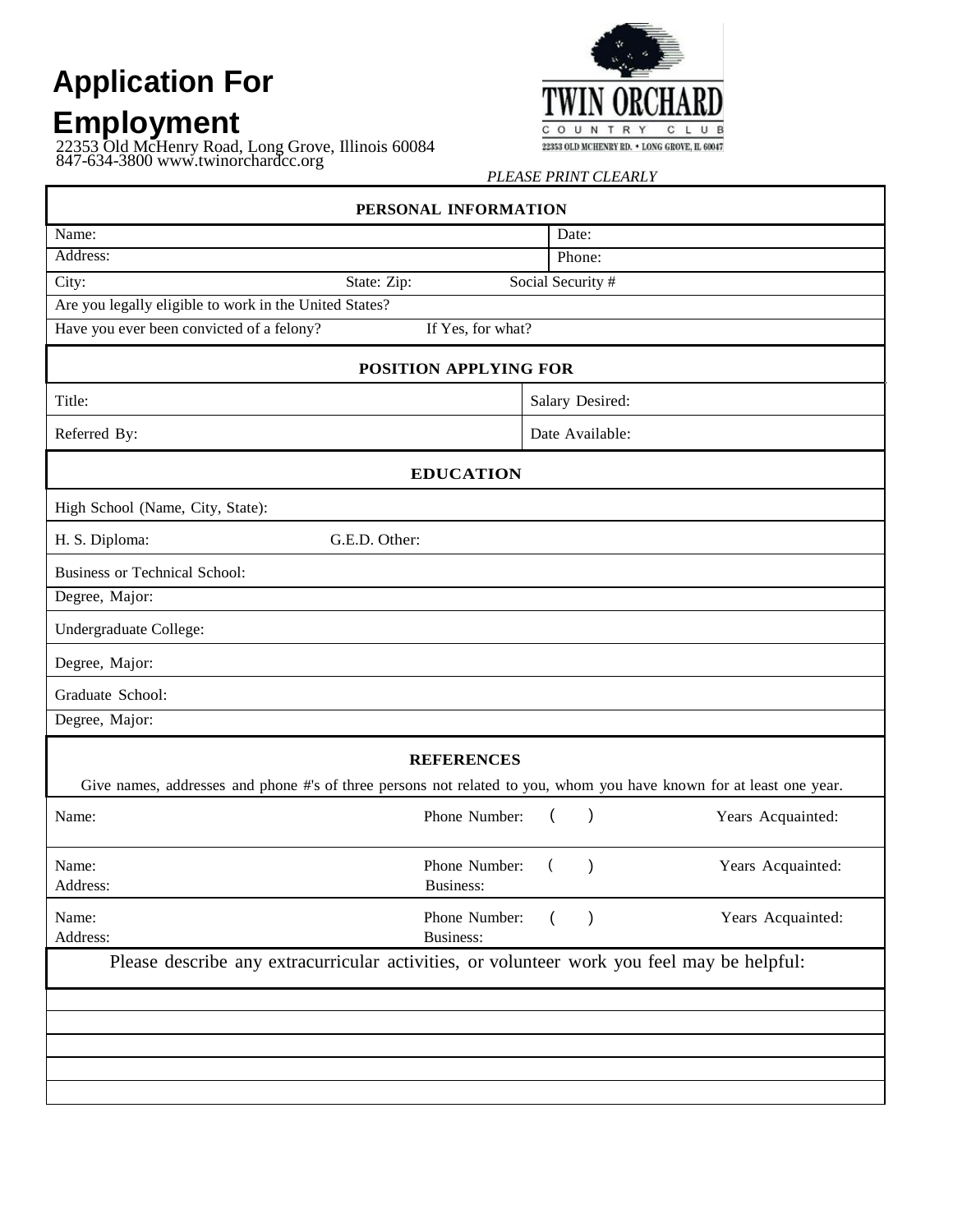# Application For Employment

22353 Old McHenry Road, Long Grove, Illinois 60084
847-634-3800 www.twinorchardcc.org

TWIN ORCHARD
COUNTRY CLUB
22353 OLD MCHENRY RD. • LONG GROVE, IL 60047

*PLEASE PRINT CLEARLY*

## PERSONAL INFORMATION

| | |
|---|---|
| Name: | Date: |
| Address: | Phone: |
| City: State: Zip: | Social Security # |
| Are you legally eligible to work in the United States? | |
| Have you ever been convicted of a felony? If Yes, for what? | |

## POSITION APPLYING FOR

| | |
|---|---|
| Title: | Salary Desired: |
| Referred By: | Date Available: |

## EDUCATION

High School (Name, City, State):

H. S. Diploma: G.E.D. Other:

Business or Technical School:

Degree, Major:

Undergraduate College:

Degree, Major:

Graduate School:

Degree, Major:

## REFERENCES

Give names, addresses and phone #'s of three persons not related to you, whom you have known for at least one year.

| | | |
|---|---|---|
| Name: | Phone Number: ( ) | Years Acquainted: |
| Name:<br>Address: | Phone Number: ( )<br>Business: | Years Acquainted: |
| Name:<br>Address: | Phone Number: ( )<br>Business: | Years Acquainted: |

Please describe any extracurricular activities, or volunteer work you feel may be helpful: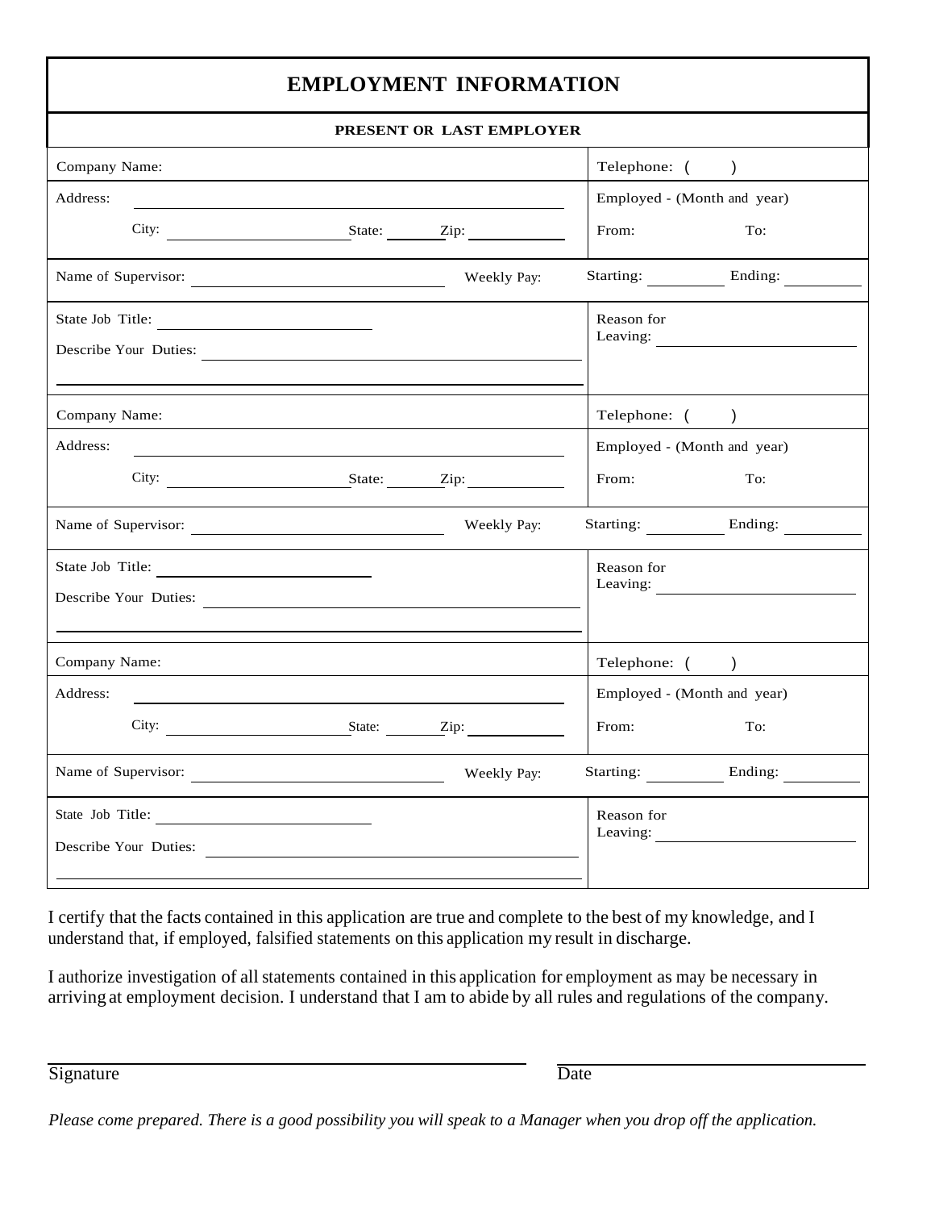# EMPLOYMENT INFORMATION

## PRESENT OR LAST EMPLOYER

| | |
|---|---|
| Company Name: | Telephone: ( ) |
| Address: ______ City: ______ State: ______ Zip: ______ | Employed - (Month and year) From: To: |
| Name of Supervisor: ______ Weekly Pay: | Starting: ______ Ending: ______ |
| State Job Title: ______ Describe Your Duties: ______ | Reason for Leaving: ______ |
| Company Name: | Telephone: ( ) |
| Address: ______ City: ______ State: ______ Zip: ______ | Employed - (Month and year) From: To: |
| Name of Supervisor: ______ Weekly Pay: | Starting: ______ Ending: ______ |
| State Job Title: ______ Describe Your Duties: ______ | Reason for Leaving: ______ |
| Company Name: | Telephone: ( ) |
| Address: ______ City: ______ State: ______ Zip: ______ | Employed - (Month and year) From: To: |
| Name of Supervisor: ______ Weekly Pay: | Starting: ______ Ending: ______ |
| State Job Title: ______ Describe Your Duties: ______ | Reason for Leaving: ______ |

I certify that the facts contained in this application are true and complete to the best of my knowledge, and I understand that, if employed, falsified statements on this application my result in discharge.

I authorize investigation of all statements contained in this application for employment as may be necessary in arriving at employment decision. I understand that I am to abide by all rules and regulations of the company.

Signature ______________________ Date ______________________

*Please come prepared. There is a good possibility you will speak to a Manager when you drop off the application.*